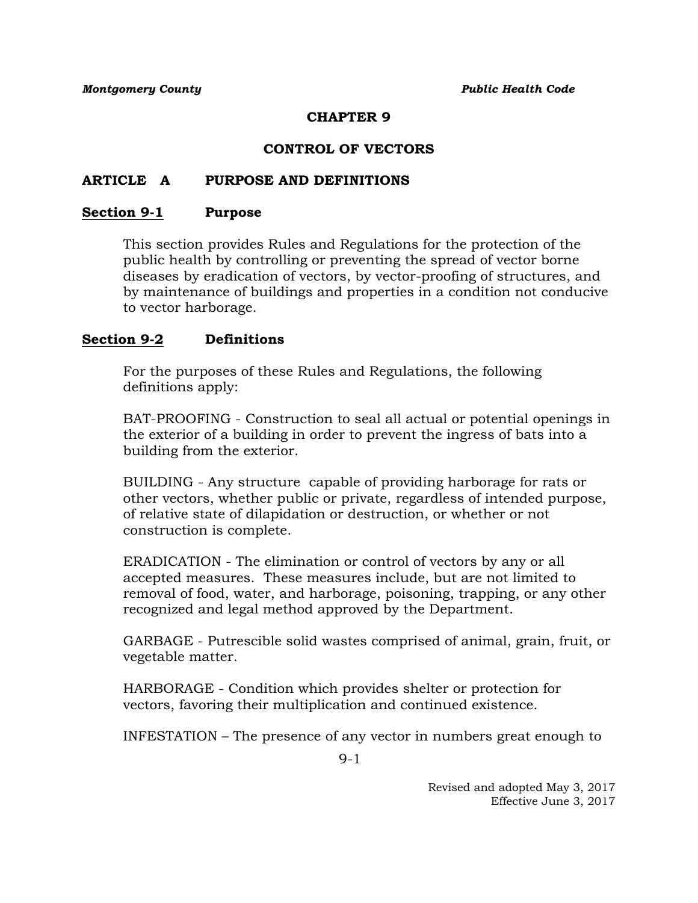# CHAPTER 9

# CONTROL OF VECTORS

## ARTICLE A PURPOSE AND DEFINITIONS

### Section 9-1 Purpose

This section provides Rules and Regulations for the protection of the public health by controlling or preventing the spread of vector borne diseases by eradication of vectors, by vector-proofing of structures, and by maintenance of buildings and properties in a condition not conducive to vector harborage.

### Section 9-2 Definitions

For the purposes of these Rules and Regulations, the following definitions apply:

BAT-PROOFING - Construction to seal all actual or potential openings in the exterior of a building in order to prevent the ingress of bats into a building from the exterior.

BUILDING - Any structure capable of providing harborage for rats or other vectors, whether public or private, regardless of intended purpose, of relative state of dilapidation or destruction, or whether or not construction is complete.

ERADICATION - The elimination or control of vectors by any or all accepted measures. These measures include, but are not limited to removal of food, water, and harborage, poisoning, trapping, or any other recognized and legal method approved by the Department.

GARBAGE - Putrescible solid wastes comprised of animal, grain, fruit, or vegetable matter.

HARBORAGE - Condition which provides shelter or protection for vectors, favoring their multiplication and continued existence.

INFESTATION – The presence of any vector in numbers great enough to

Revised and adopted May 3, 2017
Effective June 3, 2017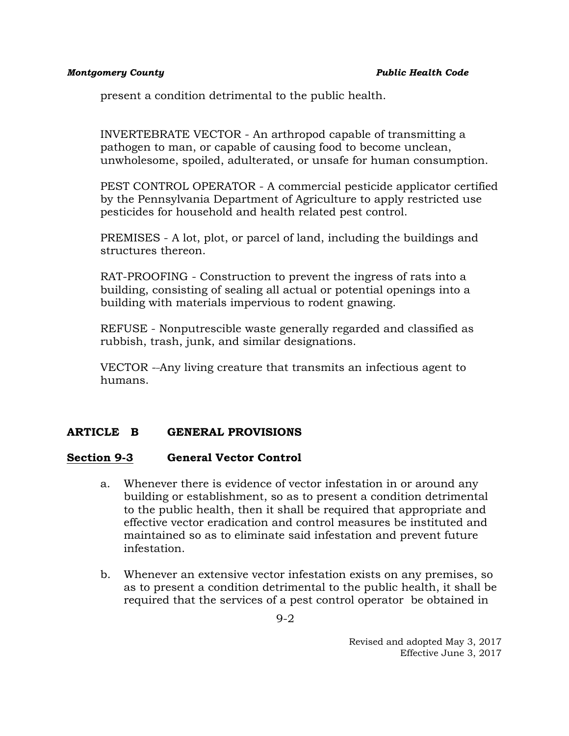present a condition detrimental to the public health.

INVERTEBRATE VECTOR - An arthropod capable of transmitting a pathogen to man, or capable of causing food to become unclean, unwholesome, spoiled, adulterated, or unsafe for human consumption.

PEST CONTROL OPERATOR - A commercial pesticide applicator certified by the Pennsylvania Department of Agriculture to apply restricted use pesticides for household and health related pest control.

PREMISES - A lot, plot, or parcel of land, including the buildings and structures thereon.

RAT-PROOFING - Construction to prevent the ingress of rats into a building, consisting of sealing all actual or potential openings into a building with materials impervious to rodent gnawing.

REFUSE - Nonputrescible waste generally regarded and classified as rubbish, trash, junk, and similar designations.

VECTOR --Any living creature that transmits an infectious agent to humans.

## ARTICLE B GENERAL PROVISIONS

### Section 9-3 General Vector Control

a. Whenever there is evidence of vector infestation in or around any building or establishment, so as to present a condition detrimental to the public health, then it shall be required that appropriate and effective vector eradication and control measures be instituted and maintained so as to eliminate said infestation and prevent future infestation.

b. Whenever an extensive vector infestation exists on any premises, so as to present a condition detrimental to the public health, it shall be required that the services of a pest control operator be obtained in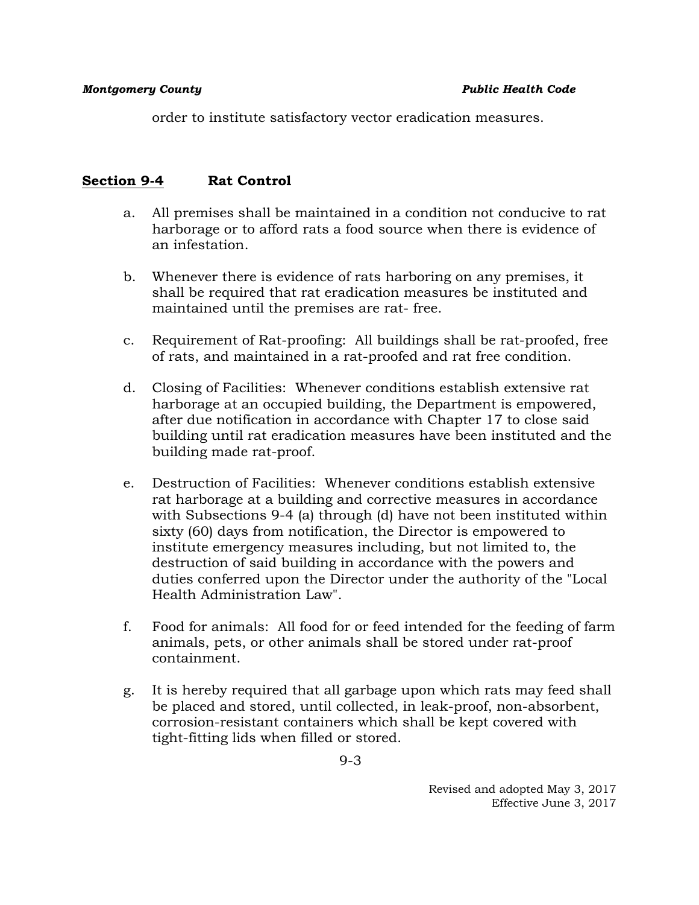order to institute satisfactory vector eradication measures.

## Section 9-4 Rat Control

a. All premises shall be maintained in a condition not conducive to rat harborage or to afford rats a food source when there is evidence of an infestation.

b. Whenever there is evidence of rats harboring on any premises, it shall be required that rat eradication measures be instituted and maintained until the premises are rat- free.

c. Requirement of Rat-proofing: All buildings shall be rat-proofed, free of rats, and maintained in a rat-proofed and rat free condition.

d. Closing of Facilities: Whenever conditions establish extensive rat harborage at an occupied building, the Department is empowered, after due notification in accordance with Chapter 17 to close said building until rat eradication measures have been instituted and the building made rat-proof.

e. Destruction of Facilities: Whenever conditions establish extensive rat harborage at a building and corrective measures in accordance with Subsections 9-4 (a) through (d) have not been instituted within sixty (60) days from notification, the Director is empowered to institute emergency measures including, but not limited to, the destruction of said building in accordance with the powers and duties conferred upon the Director under the authority of the "Local Health Administration Law".

f. Food for animals: All food for or feed intended for the feeding of farm animals, pets, or other animals shall be stored under rat-proof containment.

g. It is hereby required that all garbage upon which rats may feed shall be placed and stored, until collected, in leak-proof, non-absorbent, corrosion-resistant containers which shall be kept covered with tight-fitting lids when filled or stored.

Revised and adopted May 3, 2017
Effective June 3, 2017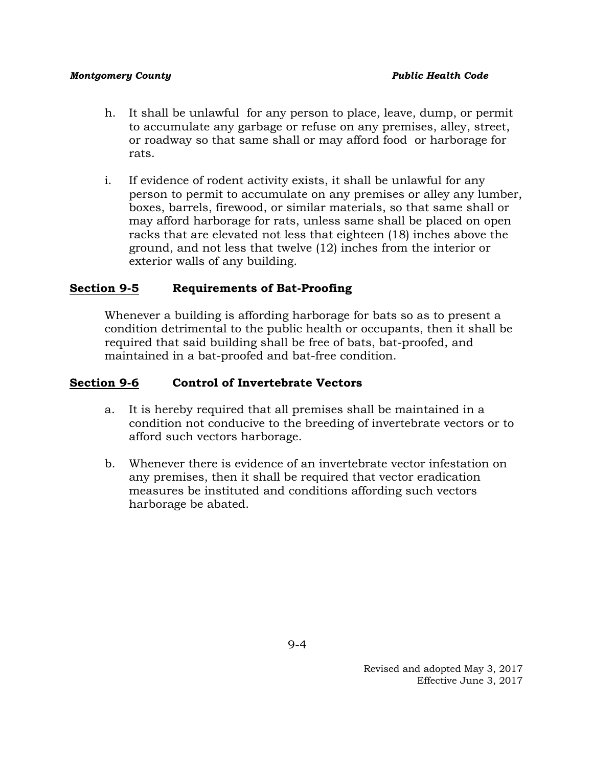h. It shall be unlawful for any person to place, leave, dump, or permit to accumulate any garbage or refuse on any premises, alley, street, or roadway so that same shall or may afford food or harborage for rats.

i. If evidence of rodent activity exists, it shall be unlawful for any person to permit to accumulate on any premises or alley any lumber, boxes, barrels, firewood, or similar materials, so that same shall or may afford harborage for rats, unless same shall be placed on open racks that are elevated not less that eighteen (18) inches above the ground, and not less that twelve (12) inches from the interior or exterior walls of any building.

## Section 9-5 Requirements of Bat-Proofing

Whenever a building is affording harborage for bats so as to present a condition detrimental to the public health or occupants, then it shall be required that said building shall be free of bats, bat-proofed, and maintained in a bat-proofed and bat-free condition.

## Section 9-6 Control of Invertebrate Vectors

a. It is hereby required that all premises shall be maintained in a condition not conducive to the breeding of invertebrate vectors or to afford such vectors harborage.

b. Whenever there is evidence of an invertebrate vector infestation on any premises, then it shall be required that vector eradication measures be instituted and conditions affording such vectors harborage be abated.

Revised and adopted May 3, 2017
Effective June 3, 2017